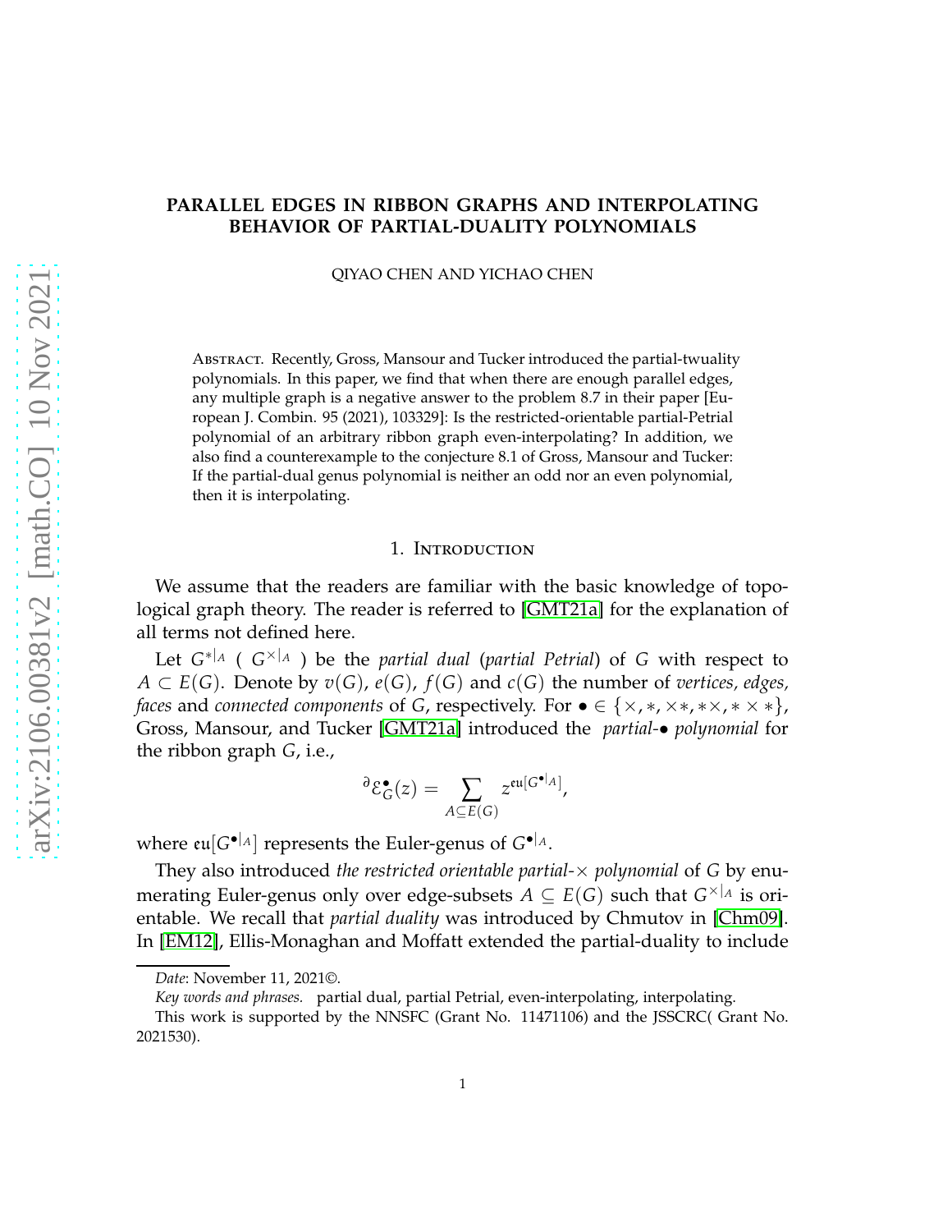# PARALLEL EDGES IN RIBBON GRAPHS AND INTERPOLATING BEHAVIOR OF PARTIAL-DUALITY POLYNOMIALS

QIYAO CHEN AND YICHAO CHEN

Abstract. Recently, Gross, Mansour and Tucker introduced the partial-twuality polynomials. In this paper, we find that when there are enough parallel edges, any multiple graph is a negative answer to the problem 8.7 in their paper [European J. Combin. 95 (2021), 103329]: Is the restricted-orientable partial-Petrial polynomial of an arbitrary ribbon graph even-interpolating? In addition, we also find a counterexample to the conjecture 8.1 of Gross, Mansour and Tucker: If the partial-dual genus polynomial is neither an odd nor an even polynomial, then it is interpolating.

## 1. Introduction

We assume that the readers are familiar with the basic knowledge of topological graph theory. The reader is referred to [GMT21a] for the explanation of all terms not defined here.

Let $G^{*|_A}$ ( $G^{\times|_A}$ ) be the *partial dual* (*partial Petrial*) of $G$ with respect to $A \subset E(G)$. Denote by $v(G)$, $e(G)$, $f(G)$ and $c(G)$ the number of *vertices, edges, faces* and *connected components* of $G$, respectively. For $\bullet \in \{\times, *, \times*, *\times, *\times*\}$, Gross, Mansour, and Tucker [GMT21a] introduced the *partial-$\bullet$ polynomial* for the ribbon graph $G$, i.e.,

$$^{\partial}\mathcal{E}^{\bullet}_{G}(z) = \sum_{A \subseteq E(G)} z^{\mathfrak{eu}[G^{\bullet|_A}]},$$

where $\mathfrak{eu}[G^{\bullet|_A}]$ represents the Euler-genus of $G^{\bullet|_A}$.

They also introduced *the restricted orientable partial-$\times$ polynomial* of $G$ by enumerating Euler-genus only over edge-subsets $A \subseteq E(G)$ such that $G^{\times|_A}$ is orientable. We recall that *partial duality* was introduced by Chmutov in [Chm09]. In [EM12], Ellis-Monaghan and Moffatt extended the partial-duality to include

*Date*: November 11, 2021©.

*Key words and phrases.* partial dual, partial Petrial, even-interpolating, interpolating.

This work is supported by the NNSFC (Grant No. 11471106) and the JSSCRC( Grant No. 2021530).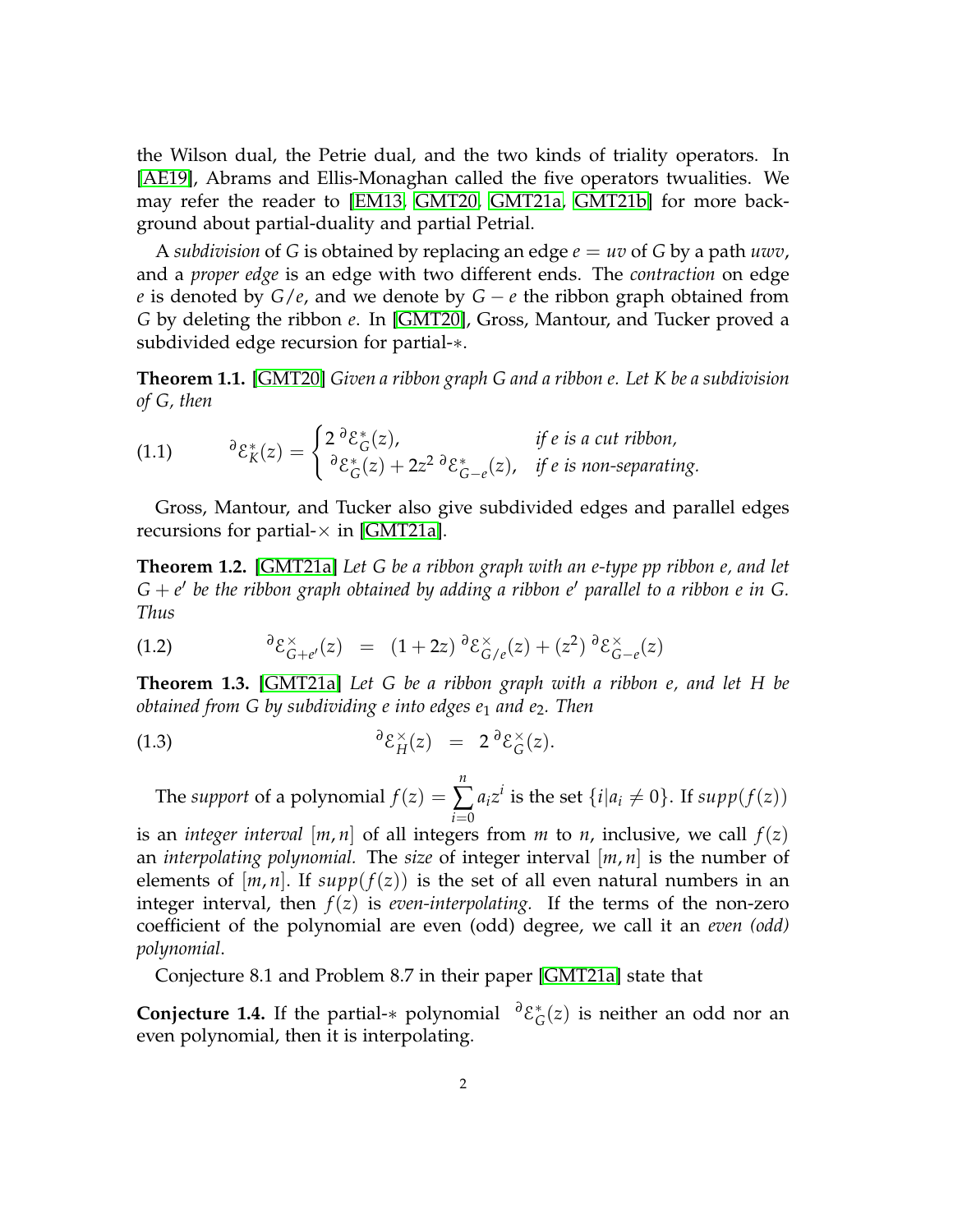the Wilson dual, the Petrie dual, and the two kinds of triality operators. In [AE19], Abrams and Ellis-Monaghan called the five operators twualities. We may refer the reader to [EM13, GMT20, GMT21a, GMT21b] for more background about partial-duality and partial Petrial.

A *subdivision* of $G$ is obtained by replacing an edge $e = uv$ of $G$ by a path $uwv$, and a *proper edge* is an edge with two different ends. The *contraction* on edge $e$ is denoted by $G/e$, and we denote by $G - e$ the ribbon graph obtained from $G$ by deleting the ribbon $e$. In [GMT20], Gross, Mantour, and Tucker proved a subdivided edge recursion for partial-$*$.

**Theorem 1.1.** [GMT20] *Given a ribbon graph $G$ and a ribbon $e$. Let $K$ be a subdivision of $G$, then*

$$(1.1)\qquad {}^{\partial}\mathcal{E}^{*}_{K}(z) = \begin{cases} 2\,{}^{\partial}\mathcal{E}^{*}_{G}(z), & \text{if } e \text{ is a cut ribbon,} \\ {}^{\partial}\mathcal{E}^{*}_{G}(z) + 2z^2\,{}^{\partial}\mathcal{E}^{*}_{G-e}(z), & \text{if } e \text{ is non-separating.} \end{cases}$$

Gross, Mantour, and Tucker also give subdivided edges and parallel edges recursions for partial-$\times$ in [GMT21a].

**Theorem 1.2.** [GMT21a] *Let $G$ be a ribbon graph with an e-type pp ribbon $e$, and let $G + e'$ be the ribbon graph obtained by adding a ribbon $e'$ parallel to a ribbon $e$ in $G$. Thus*

$$(1.2)\qquad {}^{\partial}\mathcal{E}^{\times}_{G+e'}(z) \;=\; (1+2z)\,{}^{\partial}\mathcal{E}^{\times}_{G/e}(z) + (z^2)\,{}^{\partial}\mathcal{E}^{\times}_{G-e}(z)$$

**Theorem 1.3.** [GMT21a] *Let $G$ be a ribbon graph with a ribbon $e$, and let $H$ be obtained from $G$ by subdividing $e$ into edges $e_1$ and $e_2$. Then*

$$(1.3)\qquad {}^{\partial}\mathcal{E}^{\times}_{H}(z) \;=\; 2\,{}^{\partial}\mathcal{E}^{\times}_{G}(z).$$

The *support* of a polynomial $f(z) = \sum_{i=0}^{n} a_i z^i$ is the set $\{i | a_i \neq 0\}$. If $supp(f(z))$ is an *integer interval* $[m, n]$ of all integers from $m$ to $n$, inclusive, we call $f(z)$ an *interpolating polynomial.* The *size* of integer interval $[m, n]$ is the number of elements of $[m, n]$. If $supp(f(z))$ is the set of all even natural numbers in an integer interval, then $f(z)$ is *even-interpolating.* If the terms of the non-zero coefficient of the polynomial are even (odd) degree, we call it an *even (odd) polynomial*.

Conjecture 8.1 and Problem 8.7 in their paper [GMT21a] state that

**Conjecture 1.4.** If the partial-$*$ polynomial ${}^{\partial}\mathcal{E}^{*}_{G}(z)$ is neither an odd nor an even polynomial, then it is interpolating.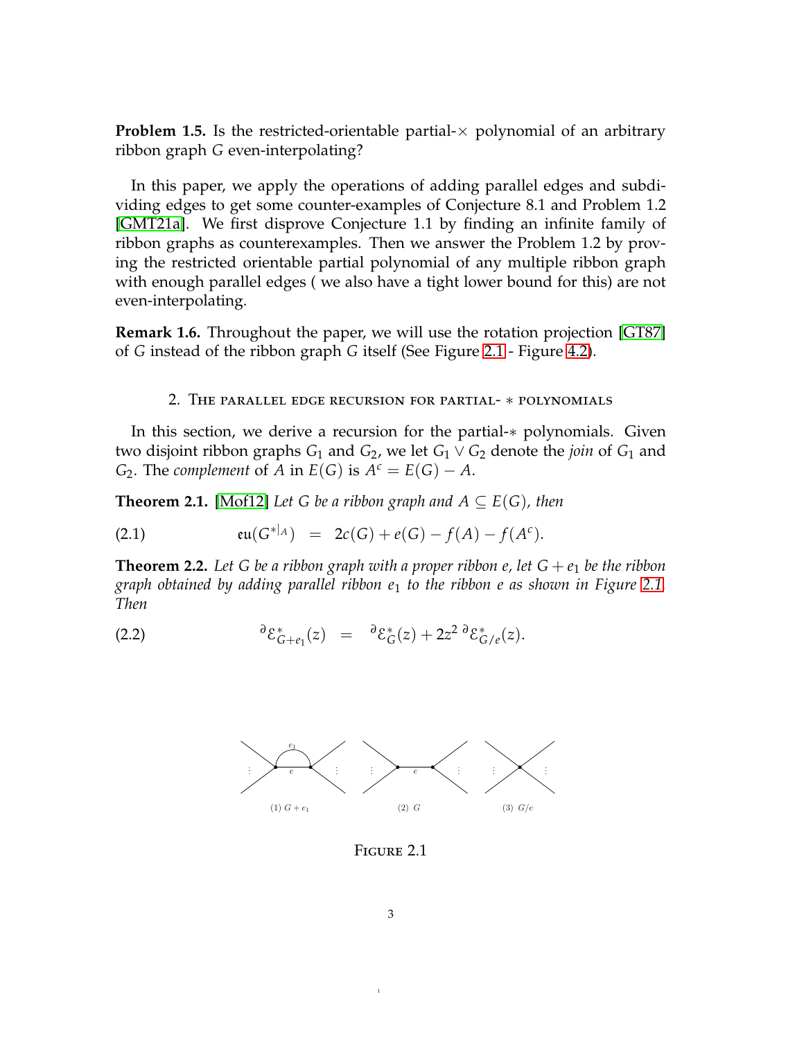**Problem 1.5.** Is the restricted-orientable partial-$\times$ polynomial of an arbitrary ribbon graph $G$ even-interpolating?

In this paper, we apply the operations of adding parallel edges and subdividing edges to get some counter-examples of Conjecture 8.1 and Problem 1.2 [GMT21a]. We first disprove Conjecture 1.1 by finding an infinite family of ribbon graphs as counterexamples. Then we answer the Problem 1.2 by proving the restricted orientable partial polynomial of any multiple ribbon graph with enough parallel edges ( we also have a tight lower bound for this) are not even-interpolating.

**Remark 1.6.** Throughout the paper, we will use the rotation projection [GT87] of $G$ instead of the ribbon graph $G$ itself (See Figure 2.1 - Figure 4.2).

## 2. The parallel edge recursion for partial- $*$ polynomials

In this section, we derive a recursion for the partial-$*$ polynomials. Given two disjoint ribbon graphs $G_1$ and $G_2$, we let $G_1 \vee G_2$ denote the *join* of $G_1$ and $G_2$. The *complement* of $A$ in $E(G)$ is $A^c = E(G) - A$.

**Theorem 2.1.** [Mof12] *Let $G$ be a ribbon graph and $A \subseteq E(G)$, then*

$$\mathfrak{eu}(G^{*|_A}) \;=\; 2c(G) + e(G) - f(A) - f(A^c). \tag{2.1}$$

**Theorem 2.2.** *Let $G$ be a ribbon graph with a proper ribbon $e$, let $G + e_1$ be the ribbon graph obtained by adding parallel ribbon $e_1$ to the ribbon $e$ as shown in Figure 2.1. Then*

$$^{\partial}\mathcal{E}^{*}_{G+e_1}(z) \;=\; {}^{\partial}\mathcal{E}^{*}_{G}(z) + 2z^2\,{}^{\partial}\mathcal{E}^{*}_{G/e}(z). \tag{2.2}$$

(1) $G + e_1$ (2) $G$ (3) $G/e$

Figure 2.1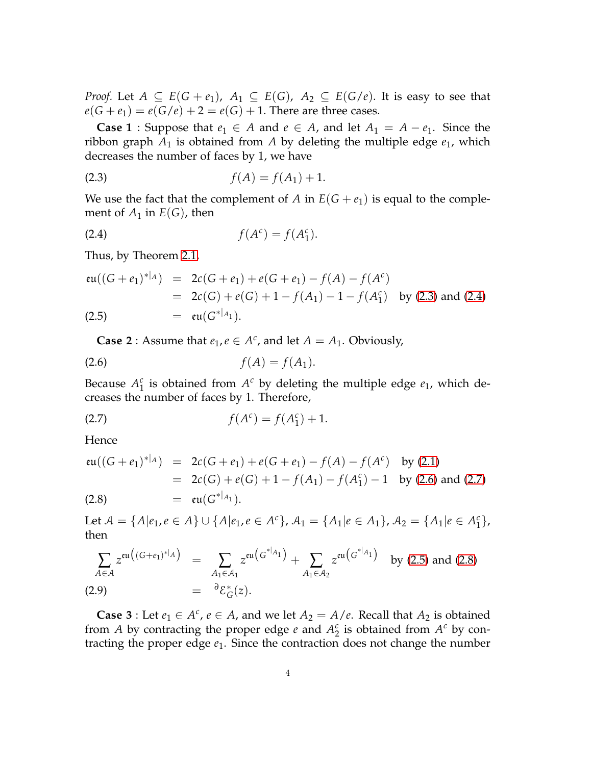*Proof.* Let $A \subseteq E(G+e_1)$, $A_1 \subseteq E(G)$, $A_2 \subseteq E(G/e)$. It is easy to see that $e(G+e_1) = e(G/e)+2 = e(G)+1$. There are three cases.

**Case 1** : Suppose that $e_1 \in A$ and $e \in A$, and let $A_1 = A - e_1$. Since the ribbon graph $A_1$ is obtained from $A$ by deleting the multiple edge $e_1$, which decreases the number of faces by 1, we have

$$f(A) = f(A_1) + 1. \tag{2.3}$$

We use the fact that the complement of $A$ in $E(G+e_1)$ is equal to the complement of $A_1$ in $E(G)$, then

$$f(A^c) = f(A_1^c). \tag{2.4}$$

Thus, by Theorem 2.1,

$$\begin{aligned}
\mathfrak{eu}((G+e_1)^{*|_A}) &= 2c(G+e_1) + e(G+e_1) - f(A) - f(A^c) \\
&= 2c(G) + e(G) + 1 - f(A_1) - 1 - f(A_1^c) \quad \text{by (2.3) and (2.4)} \\
&= \mathfrak{eu}(G^{*|_{A_1}}).
\end{aligned} \tag{2.5}$$

**Case 2** : Assume that $e_1, e \in A^c$, and let $A = A_1$. Obviously,

$$f(A) = f(A_1). \tag{2.6}$$

Because $A_1^c$ is obtained from $A^c$ by deleting the multiple edge $e_1$, which decreases the number of faces by 1. Therefore,

$$f(A^c) = f(A_1^c) + 1. \tag{2.7}$$

Hence

$$\begin{aligned}
\mathfrak{eu}((G+e_1)^{*|_A}) &= 2c(G+e_1) + e(G+e_1) - f(A) - f(A^c) \quad \text{by (2.1)} \\
&= 2c(G) + e(G) + 1 - f(A_1) - f(A_1^c) - 1 \quad \text{by (2.6) and (2.7)} \\
&= \mathfrak{eu}(G^{*|_{A_1}}).
\end{aligned} \tag{2.8}$$

Let $\mathcal{A} = \{A | e_1, e \in A\} \cup \{A | e_1, e \in A^c\}$, $\mathcal{A}_1 = \{A_1 | e \in A_1\}$, $\mathcal{A}_2 = \{A_1 | e \in A_1^c\}$, then

$$\begin{aligned}
\sum_{A \in \mathcal{A}} z^{\mathfrak{eu}\left((G+e_1)^{*|_A}\right)} &= \sum_{A_1 \in \mathcal{A}_1} z^{\mathfrak{eu}\left(G^{*|_{A_1}}\right)} + \sum_{A_1 \in \mathcal{A}_2} z^{\mathfrak{eu}\left(G^{*|_{A_1}}\right)} \quad \text{by (2.5) and (2.8)} \\
&= {}^{\partial}\mathcal{E}_G^*(z).
\end{aligned} \tag{2.9}$$

**Case 3** : Let $e_1 \in A^c$, $e \in A$, and we let $A_2 = A/e$. Recall that $A_2$ is obtained from $A$ by contracting the proper edge $e$ and $A_2^c$ is obtained from $A^c$ by contracting the proper edge $e_1$. Since the contraction does not change the number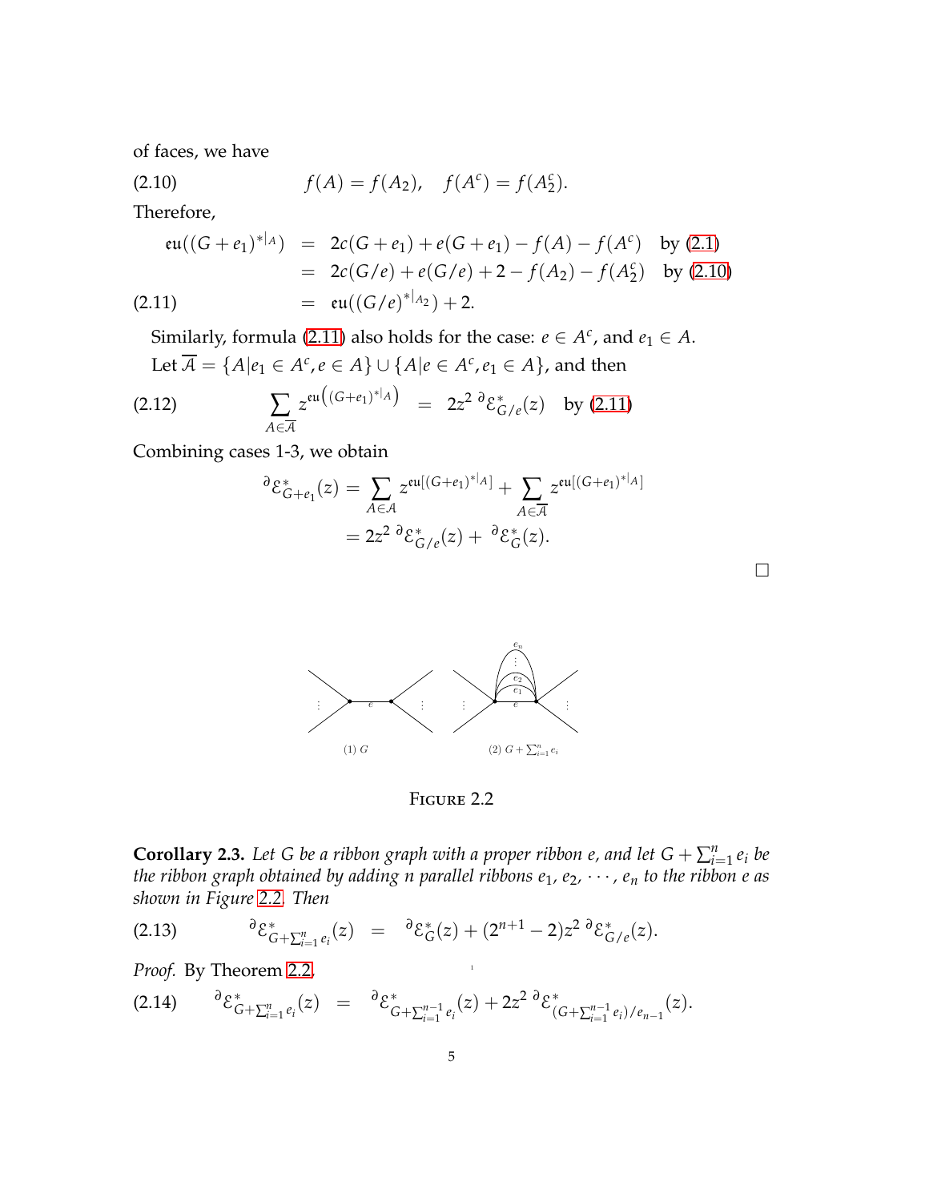of faces, we have

$$f(A) = f(A_2), \quad f(A^c) = f(A_2^c). \tag{2.10}$$

Therefore,

$$\begin{aligned}
\mathfrak{eu}((G+e_1)^{*|_A}) &= 2c(G+e_1) + e(G+e_1) - f(A) - f(A^c) \quad \text{by (2.1)} \\
&= 2c(G/e) + e(G/e) + 2 - f(A_2) - f(A_2^c) \quad \text{by (2.10)} \\
&= \mathfrak{eu}((G/e)^{*|_{A_2}}) + 2. \qquad (2.11)
\end{aligned}$$

Similarly, formula (2.11) also holds for the case: $e \in A^c$, and $e_1 \in A$.

Let $\overline{\mathcal{A}} = \{A | e_1 \in A^c, e \in A\} \cup \{A | e \in A^c, e_1 \in A\}$, and then

$$\sum_{A \in \overline{\mathcal{A}}} z^{\mathfrak{eu}\left((G+e_1)^{*|_A}\right)} = 2z^2 \, {}^{\partial}\mathcal{E}^*_{G/e}(z) \quad \text{by (2.11)} \tag{2.12}$$

Combining cases 1-3, we obtain

$$\begin{aligned}
{}^{\partial}\mathcal{E}^*_{G+e_1}(z) &= \sum_{A \in \mathcal{A}} z^{\mathfrak{eu}[(G+e_1)^{*|_A}]} + \sum_{A \in \overline{\mathcal{A}}} z^{\mathfrak{eu}[(G+e_1)^{*|_A}]} \\
&= 2z^2 \, {}^{\partial}\mathcal{E}^*_{G/e}(z) + {}^{\partial}\mathcal{E}^*_G(z).
\end{aligned}$$

□

FIGURE 2.2

**Corollary 2.3.** *Let $G$ be a ribbon graph with a proper ribbon $e$, and let $G + \sum_{i=1}^n e_i$ be the ribbon graph obtained by adding $n$ parallel ribbons $e_1, e_2, \cdots, e_n$ to the ribbon $e$ as shown in Figure 2.2. Then*

$${}^{\partial}\mathcal{E}^*_{G+\sum_{i=1}^n e_i}(z) = {}^{\partial}\mathcal{E}^*_G(z) + (2^{n+1} - 2)z^2 \, {}^{\partial}\mathcal{E}^*_{G/e}(z). \tag{2.13}$$

*Proof.* By Theorem 2.2,

$${}^{\partial}\mathcal{E}^*_{G+\sum_{i=1}^n e_i}(z) = {}^{\partial}\mathcal{E}^*_{G+\sum_{i=1}^{n-1} e_i}(z) + 2z^2 \, {}^{\partial}\mathcal{E}^*_{(G+\sum_{i=1}^{n-1} e_i)/e_{n-1}}(z). \tag{2.14}$$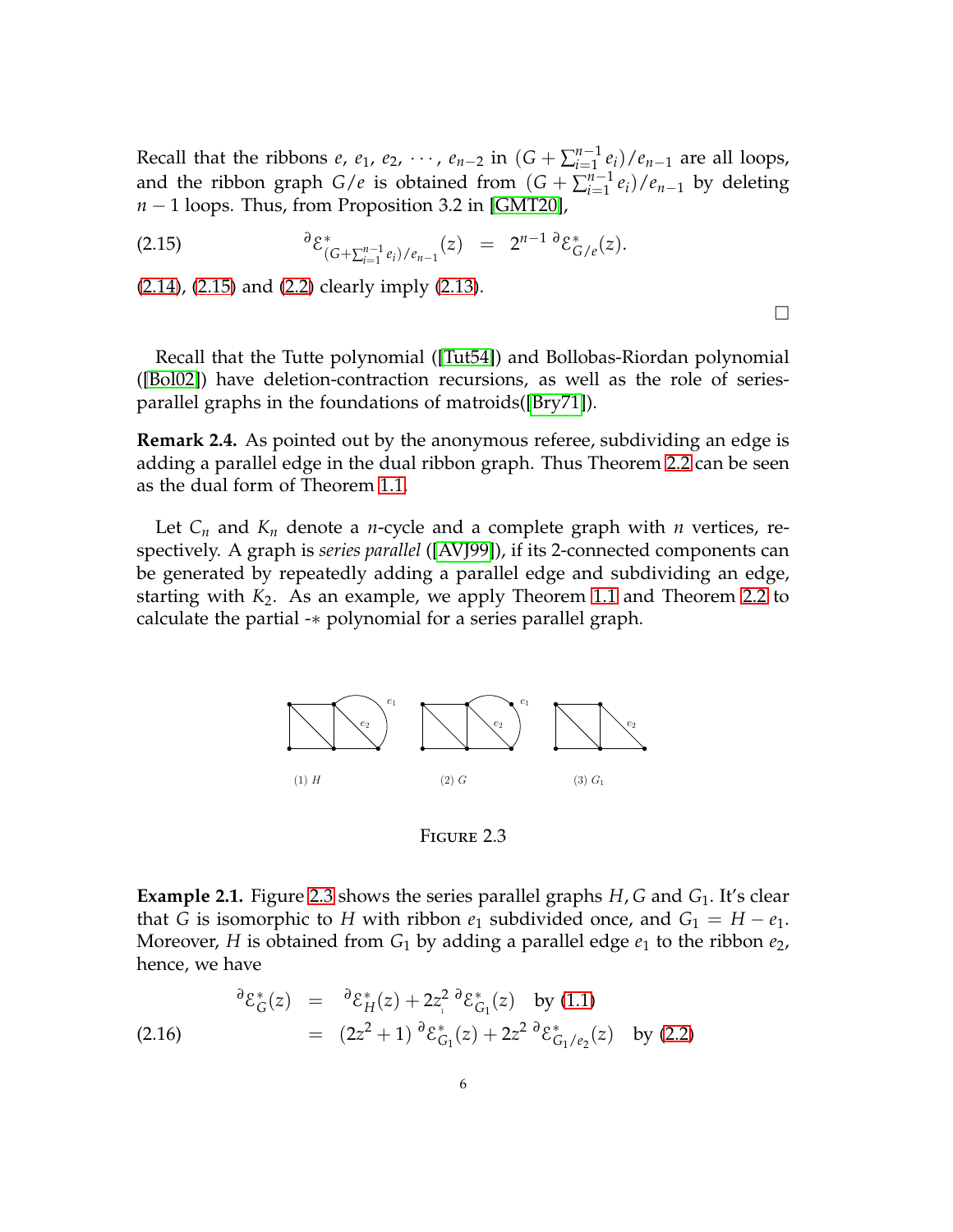Recall that the ribbons $e$, $e_1$, $e_2$, $\cdots$, $e_{n-2}$ in $(G + \sum_{i=1}^{n-1} e_i)/e_{n-1}$ are all loops, and the ribbon graph $G/e$ is obtained from $(G + \sum_{i=1}^{n-1} e_i)/e_{n-1}$ by deleting $n-1$ loops. Thus, from Proposition 3.2 in [GMT20],

$$
{}^{\partial}\mathcal{E}^{*}_{(G+\sum_{i=1}^{n-1} e_i)/e_{n-1}}(z) \;=\; 2^{n-1}\, {}^{\partial}\mathcal{E}^{*}_{G/e}(z). \tag{2.15}
$$

(2.14), (2.15) and (2.2) clearly imply (2.13).

□

Recall that the Tutte polynomial ([Tut54]) and Bollobas-Riordan polynomial ([Bol02]) have deletion-contraction recursions, as well as the role of series-parallel graphs in the foundations of matroids([Bry71]).

**Remark 2.4.** As pointed out by the anonymous referee, subdividing an edge is adding a parallel edge in the dual ribbon graph. Thus Theorem 2.2 can be seen as the dual form of Theorem 1.1.

Let $C_n$ and $K_n$ denote a $n$-cycle and a complete graph with $n$ vertices, respectively. A graph is *series parallel* ([AVJ99]), if its 2-connected components can be generated by repeatedly adding a parallel edge and subdividing an edge, starting with $K_2$. As an example, we apply Theorem 1.1 and Theorem 2.2 to calculate the partial -∗ polynomial for a series parallel graph.

(1) $H$ (2) $G$ (3) $G_1$

FIGURE 2.3

**Example 2.1.** Figure 2.3 shows the series parallel graphs $H, G$ and $G_1$. It's clear that $G$ is isomorphic to $H$ with ribbon $e_1$ subdivided once, and $G_1 = H - e_1$. Moreover, $H$ is obtained from $G_1$ by adding a parallel edge $e_1$ to the ribbon $e_2$, hence, we have

$$
\begin{aligned}
{}^{\partial}\mathcal{E}^{*}_{G}(z) &= {}^{\partial}\mathcal{E}^{*}_{H}(z) + 2z^2\, {}^{\partial}\mathcal{E}^{*}_{G_1}(z) \quad \text{by (1.1)} \\
&= (2z^2+1)\, {}^{\partial}\mathcal{E}^{*}_{G_1}(z) + 2z^2\, {}^{\partial}\mathcal{E}^{*}_{G_1/e_2}(z) \quad \text{by (2.2)}
\end{aligned} \tag{2.16}
$$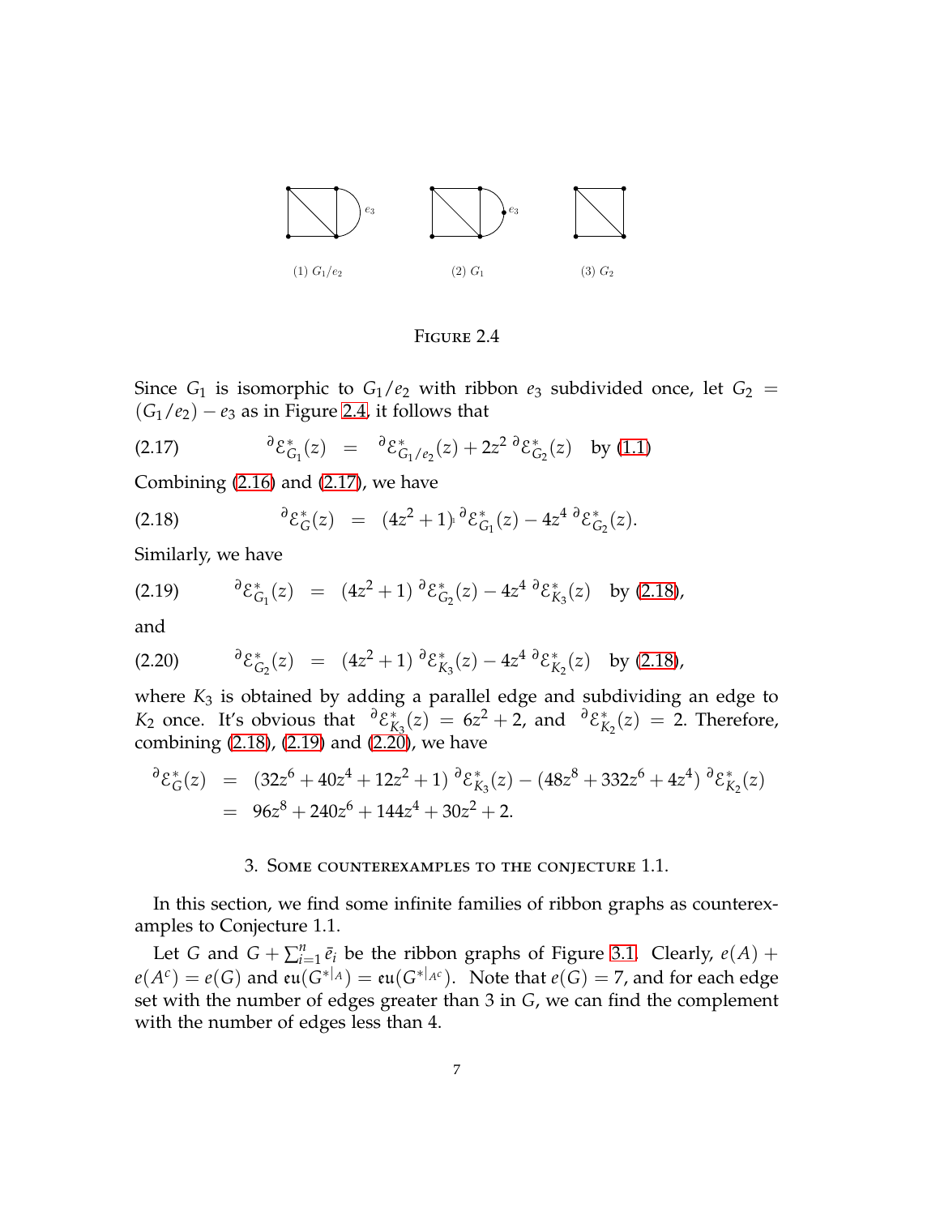(1) $G_1/e_2$ (2) $G_1$ (3) $G_2$

FIGURE 2.4

Since $G_1$ is isomorphic to $G_1/e_2$ with ribbon $e_3$ subdivided once, let $G_2 = (G_1/e_2) - e_3$ as in Figure 2.4, it follows that

$$
{}^{\partial}\mathcal{E}^{*}_{G_1}(z) \;=\; {}^{\partial}\mathcal{E}^{*}_{G_1/e_2}(z) + 2z^2\,{}^{\partial}\mathcal{E}^{*}_{G_2}(z) \quad \text{by (1.1)} \tag{2.17}
$$

Combining (2.16) and (2.17), we have

$$
{}^{\partial}\mathcal{E}^{*}_{G}(z) \;=\; (4z^2+1)\,{}^{\partial}\mathcal{E}^{*}_{G_1}(z) - 4z^4\,{}^{\partial}\mathcal{E}^{*}_{G_2}(z). \tag{2.18}
$$

Similarly, we have

$$
{}^{\partial}\mathcal{E}^{*}_{G_1}(z) \;=\; (4z^2+1)\,{}^{\partial}\mathcal{E}^{*}_{G_2}(z) - 4z^4\,{}^{\partial}\mathcal{E}^{*}_{K_3}(z) \quad \text{by (2.18)}, \tag{2.19}
$$

and

$$
{}^{\partial}\mathcal{E}^{*}_{G_2}(z) \;=\; (4z^2+1)\,{}^{\partial}\mathcal{E}^{*}_{K_3}(z) - 4z^4\,{}^{\partial}\mathcal{E}^{*}_{K_2}(z) \quad \text{by (2.18)}, \tag{2.20}
$$

where $K_3$ is obtained by adding a parallel edge and subdividing an edge to $K_2$ once. It's obvious that ${}^{\partial}\mathcal{E}^{*}_{K_3}(z) = 6z^2+2$, and ${}^{\partial}\mathcal{E}^{*}_{K_2}(z) = 2$. Therefore, combining (2.18), (2.19) and (2.20), we have

$$
\begin{aligned}
{}^{\partial}\mathcal{E}^{*}_{G}(z) &= (32z^6+40z^4+12z^2+1)\,{}^{\partial}\mathcal{E}^{*}_{K_3}(z) - (48z^8+332z^6+4z^4)\,{}^{\partial}\mathcal{E}^{*}_{K_2}(z) \\
&= 96z^8+240z^6+144z^4+30z^2+2.
\end{aligned}
$$

## 3. SOME COUNTEREXAMPLES TO THE CONJECTURE 1.1.

In this section, we find some infinite families of ribbon graphs as counterexamples to Conjecture 1.1.

Let $G$ and $G + \sum_{i=1}^{n} \bar{e}_i$ be the ribbon graphs of Figure 3.1. Clearly, $e(A) + e(A^c) = e(G)$ and $\mathfrak{eu}(G^{*|_A}) = \mathfrak{eu}(G^{*|_{A^c}})$. Note that $e(G) = 7$, and for each edge set with the number of edges greater than 3 in $G$, we can find the complement with the number of edges less than 4.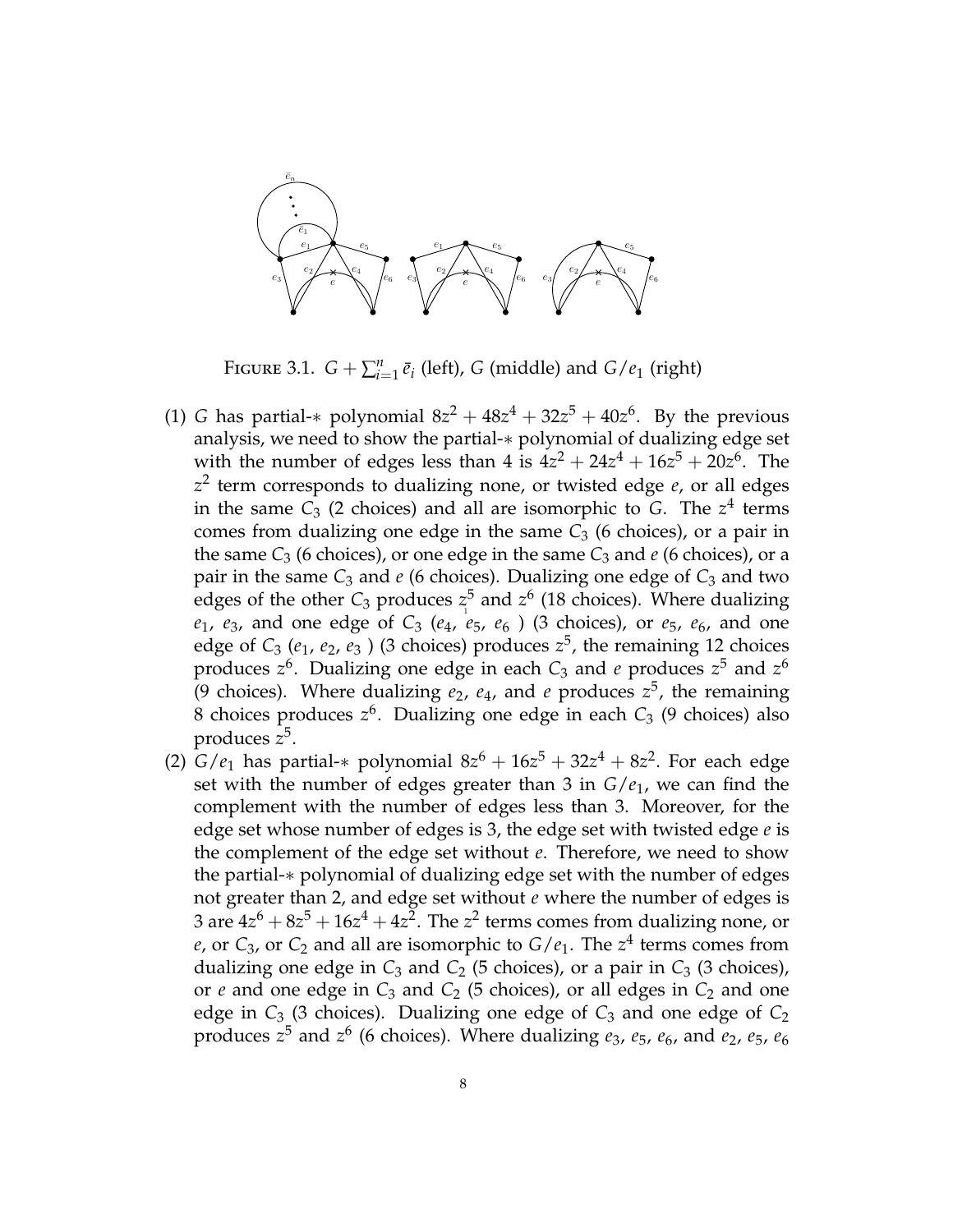FIGURE 3.1. $G + \sum_{i=1}^{n} \bar{e}_i$ (left), $G$ (middle) and $G/e_1$ (right)

(1) $G$ has partial-$*$ polynomial $8z^2 + 48z^4 + 32z^5 + 40z^6$. By the previous analysis, we need to show the partial-$*$ polynomial of dualizing edge set with the number of edges less than 4 is $4z^2 + 24z^4 + 16z^5 + 20z^6$. The $z^2$ term corresponds to dualizing none, or twisted edge $e$, or all edges in the same $C_3$ (2 choices) and all are isomorphic to $G$. The $z^4$ terms comes from dualizing one edge in the same $C_3$ (6 choices), or a pair in the same $C_3$ (6 choices), or one edge in the same $C_3$ and $e$ (6 choices), or a pair in the same $C_3$ and $e$ (6 choices). Dualizing one edge of $C_3$ and two edges of the other $C_3$ produces $z^5$ and $z^6$ (18 choices). Where dualizing $e_1$, $e_3$, and one edge of $C_3$ ($e_4$, $e_5$, $e_6$ ) (3 choices), or $e_5$, $e_6$, and one edge of $C_3$ ($e_1$, $e_2$, $e_3$ ) (3 choices) produces $z^5$, the remaining 12 choices produces $z^6$. Dualizing one edge in each $C_3$ and $e$ produces $z^5$ and $z^6$ (9 choices). Where dualizing $e_2$, $e_4$, and $e$ produces $z^5$, the remaining 8 choices produces $z^6$. Dualizing one edge in each $C_3$ (9 choices) also produces $z^5$.

(2) $G/e_1$ has partial-$*$ polynomial $8z^6 + 16z^5 + 32z^4 + 8z^2$. For each edge set with the number of edges greater than 3 in $G/e_1$, we can find the complement with the number of edges less than 3. Moreover, for the edge set whose number of edges is 3, the edge set with twisted edge $e$ is the complement of the edge set without $e$. Therefore, we need to show the partial-$*$ polynomial of dualizing edge set with the number of edges not greater than 2, and edge set without $e$ where the number of edges is 3 are $4z^6 + 8z^5 + 16z^4 + 4z^2$. The $z^2$ terms comes from dualizing none, or $e$, or $C_3$, or $C_2$ and all are isomorphic to $G/e_1$. The $z^4$ terms comes from dualizing one edge in $C_3$ and $C_2$ (5 choices), or a pair in $C_3$ (3 choices), or $e$ and one edge in $C_3$ and $C_2$ (5 choices), or all edges in $C_2$ and one edge in $C_3$ (3 choices). Dualizing one edge of $C_3$ and one edge of $C_2$ produces $z^5$ and $z^6$ (6 choices). Where dualizing $e_3$, $e_5$, $e_6$, and $e_2$, $e_5$, $e_6$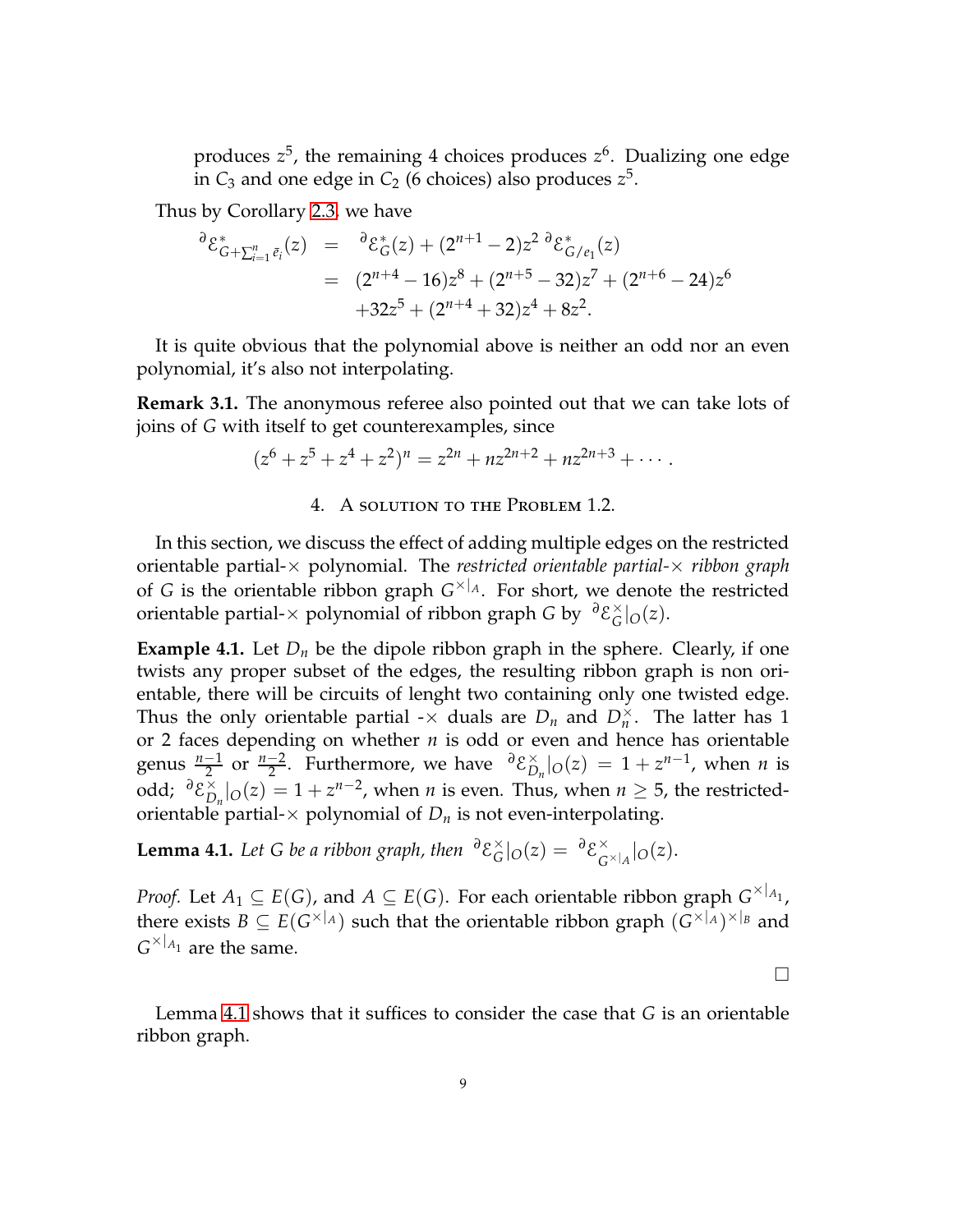produces $z^5$, the remaining 4 choices produces $z^6$. Dualizing one edge in $C_3$ and one edge in $C_2$ (6 choices) also produces $z^5$.

Thus by Corollary 2.3, we have

$$
\begin{aligned}
{}^{\partial}\mathcal{E}^{*}_{G+\sum_{i=1}^{n}\bar{e}_i}(z) &= {}^{\partial}\mathcal{E}^{*}_{G}(z) + (2^{n+1}-2)z^2\, {}^{\partial}\mathcal{E}^{*}_{G/e_1}(z) \\
&= (2^{n+4}-16)z^8 + (2^{n+5}-32)z^7 + (2^{n+6}-24)z^6 \\
&\quad +32z^5 + (2^{n+4}+32)z^4 + 8z^2.
\end{aligned}
$$

It is quite obvious that the polynomial above is neither an odd nor an even polynomial, it's also not interpolating.

**Remark 3.1.** The anonymous referee also pointed out that we can take lots of joins of $G$ with itself to get counterexamples, since

$$
(z^6 + z^5 + z^4 + z^2)^n = z^{2n} + nz^{2n+2} + nz^{2n+3} + \cdots.
$$

## 4. A solution to the Problem 1.2.

In this section, we discuss the effect of adding multiple edges on the restricted orientable partial-$\times$ polynomial. The *restricted orientable partial-$\times$ ribbon graph* of $G$ is the orientable ribbon graph $G^{\times|_A}$. For short, we denote the restricted orientable partial-$\times$ polynomial of ribbon graph $G$ by ${}^{\partial}\mathcal{E}^{\times}_{G}|_O(z)$.

**Example 4.1.** Let $D_n$ be the dipole ribbon graph in the sphere. Clearly, if one twists any proper subset of the edges, the resulting ribbon graph is non orientable, there will be circuits of lenght two containing only one twisted edge. Thus the only orientable partial -$\times$ duals are $D_n$ and $D_n^{\times}$. The latter has 1 or 2 faces depending on whether $n$ is odd or even and hence has orientable genus $\frac{n-1}{2}$ or $\frac{n-2}{2}$. Furthermore, we have ${}^{\partial}\mathcal{E}^{\times}_{D_n}|_O(z) = 1 + z^{n-1}$, when $n$ is odd; ${}^{\partial}\mathcal{E}^{\times}_{D_n}|_O(z) = 1 + z^{n-2}$, when $n$ is even. Thus, when $n \geq 5$, the restricted-orientable partial-$\times$ polynomial of $D_n$ is not even-interpolating.

**Lemma 4.1.** *Let $G$ be a ribbon graph, then ${}^{\partial}\mathcal{E}^{\times}_{G}|_O(z) = {}^{\partial}\mathcal{E}^{\times}_{G^{\times|_A}}|_O(z)$.*

*Proof.* Let $A_1 \subseteq E(G)$, and $A \subseteq E(G)$. For each orientable ribbon graph $G^{\times|_{A_1}}$, there exists $B \subseteq E(G^{\times|_A})$ such that the orientable ribbon graph $(G^{\times|_A})^{\times|_B}$ and $G^{\times|_{A_1}}$ are the same.

□

Lemma 4.1 shows that it suffices to consider the case that $G$ is an orientable ribbon graph.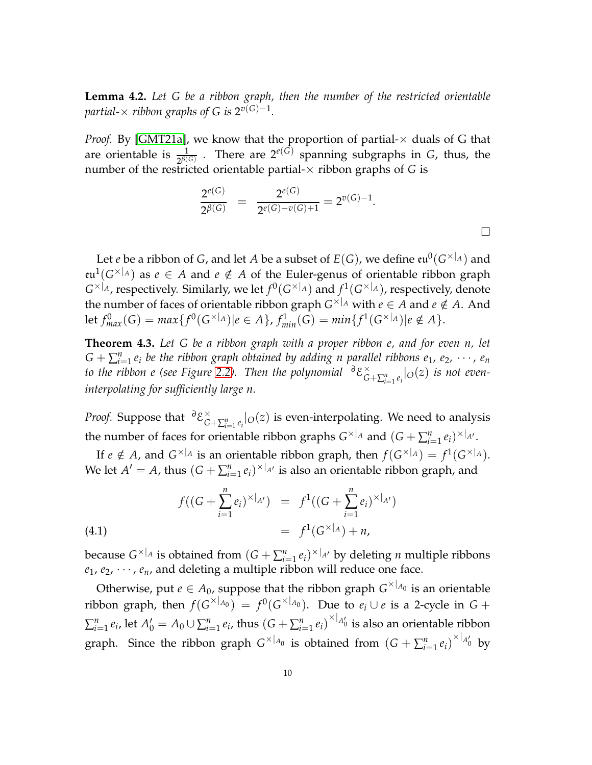**Lemma 4.2.** *Let $G$ be a ribbon graph, then the number of the restricted orientable partial-$\times$ ribbon graphs of $G$ is $2^{v(G)-1}$.*

*Proof.* By [GMT21a], we know that the proportion of partial-$\times$ duals of G that are orientable is $\frac{1}{2^{\beta(G)}}$ . There are $2^{e(G)}$ spanning subgraphs in $G$, thus, the number of the restricted orientable partial-$\times$ ribbon graphs of $G$ is

$$\frac{2^{e(G)}}{2^{\beta(G)}} \;=\; \frac{2^{e(G)}}{2^{e(G)-v(G)+1}} = 2^{v(G)-1}.$$

□

Let $e$ be a ribbon of $G$, and let $A$ be a subset of $E(G)$, we define $\mathfrak{eu}^0(G^{\times|_A})$ and $\mathfrak{eu}^1(G^{\times|_A})$ as $e \in A$ and $e \notin A$ of the Euler-genus of orientable ribbon graph $G^{\times|_A}$, respectively. Similarly, we let $f^0(G^{\times|_A})$ and $f^1(G^{\times|_A})$, respectively, denote the number of faces of orientable ribbon graph $G^{\times|_A}$ with $e \in A$ and $e \notin A$. And let $f^0_{max}(G) = max\{f^0(G^{\times|_A})|e \in A\}$, $f^1_{min}(G) = min\{f^1(G^{\times|_A})|e \notin A\}$.

**Theorem 4.3.** *Let $G$ be a ribbon graph with a proper ribbon $e$, and for even $n$, let $G + \sum_{i=1}^{n} e_i$ be the ribbon graph obtained by adding $n$ parallel ribbons $e_1, e_2, \cdots, e_n$ to the ribbon $e$ (see Figure 2.2). Then the polynomial ${}^{\partial}\mathcal{E}^{\times}_{G+\sum_{i=1}^{n} e_i}|_O(z)$ is not even-interpolating for sufficiently large $n$.*

*Proof.* Suppose that ${}^{\partial}\mathcal{E}^{\times}_{G+\sum_{i=1}^{n} e_i}|_O(z)$ is even-interpolating. We need to analysis the number of faces for orientable ribbon graphs $G^{\times|_A}$ and $(G + \sum_{i=1}^{n} e_i)^{\times|_{A'}}$.

If $e \notin A$, and $G^{\times|_A}$ is an orientable ribbon graph, then $f(G^{\times|_A}) = f^1(G^{\times|_A})$. We let $A' = A$, thus $(G + \sum_{i=1}^{n} e_i)^{\times|_{A'}}$ is also an orientable ribbon graph, and

$$\begin{aligned} f((G + \sum_{i=1}^{n} e_i)^{\times|_{A'}}) &= f^1((G + \sum_{i=1}^{n} e_i)^{\times|_{A'}}) \\ &= f^1(G^{\times|_A}) + n, \end{aligned} \tag{4.1}$$

because $G^{\times|_A}$ is obtained from $(G + \sum_{i=1}^{n} e_i)^{\times|_{A'}}$ by deleting $n$ multiple ribbons $e_1, e_2, \cdots, e_n$, and deleting a multiple ribbon will reduce one face.

Otherwise, put $e \in A_0$, suppose that the ribbon graph $G^{\times|_{A_0}}$ is an orientable ribbon graph, then $f(G^{\times|_{A_0}}) = f^0(G^{\times|_{A_0}})$. Due to $e_i \cup e$ is a 2-cycle in $G + \sum_{i=1}^{n} e_i$, let $A'_0 = A_0 \cup \sum_{i=1}^{n} e_i$, thus $(G + \sum_{i=1}^{n} e_i)^{\times|_{A'_0}}$ is also an orientable ribbon graph. Since the ribbon graph $G^{\times|_{A_0}}$ is obtained from $(G + \sum_{i=1}^{n} e_i)^{\times|_{A'_0}}$ by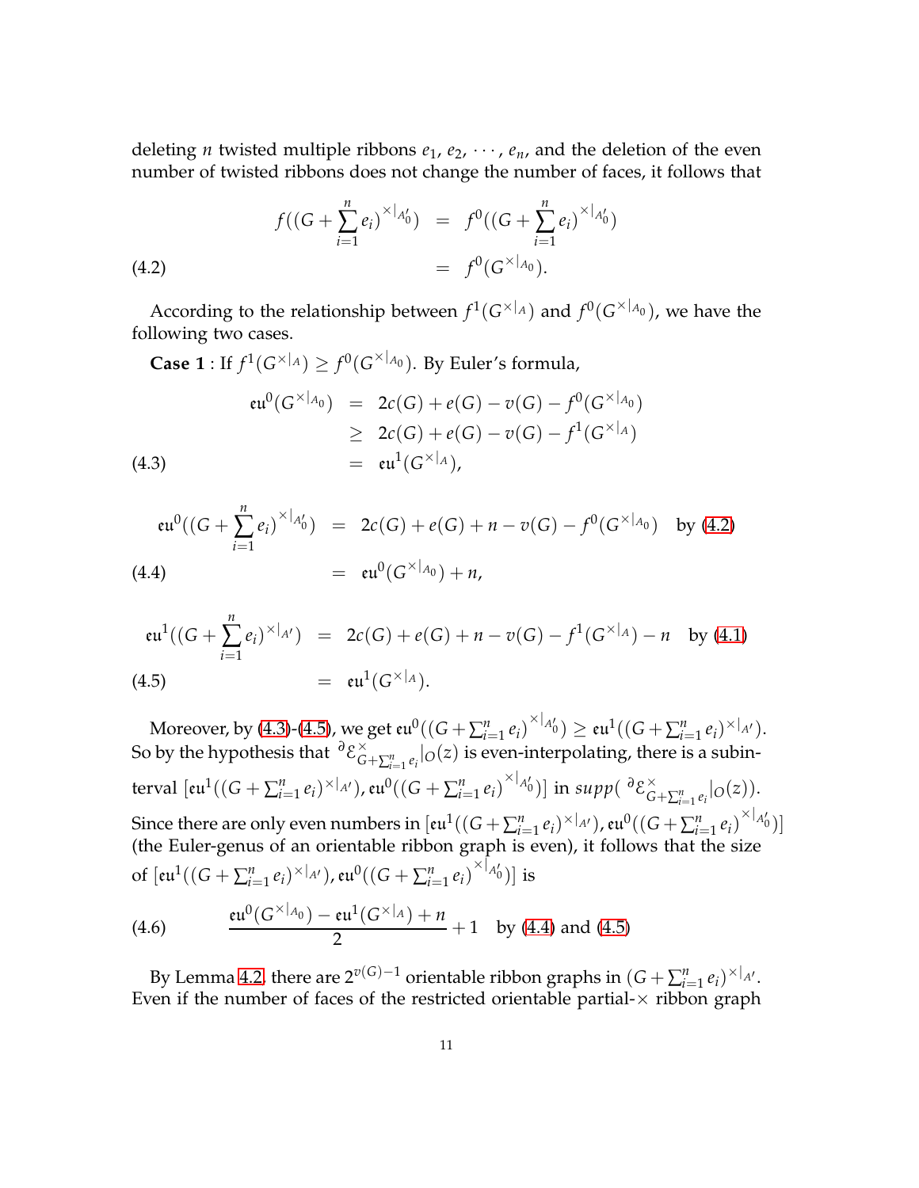deleting $n$ twisted multiple ribbons $e_1, e_2, \cdots, e_n$, and the deletion of the even number of twisted ribbons does not change the number of faces, it follows that

$$
\begin{aligned}
f((G+\sum_{i=1}^{n} e_i)^{\times|_{A'_0}}) &= f^0((G+\sum_{i=1}^{n} e_i)^{\times|_{A'_0}}) \\
&= f^0(G^{\times|_{A_0}}). \qquad (4.2)
\end{aligned}
$$

According to the relationship between $f^1(G^{\times|_A})$ and $f^0(G^{\times|_{A_0}})$, we have the following two cases.

**Case 1** : If $f^1(G^{\times|_A}) \geq f^0(G^{\times|_{A_0}})$. By Euler's formula,

$$
\begin{aligned}
\mathfrak{eu}^0(G^{\times|_{A_0}}) &= 2c(G)+e(G)-v(G)-f^0(G^{\times|_{A_0}}) \\
&\geq 2c(G)+e(G)-v(G)-f^1(G^{\times|_A}) \\
&= \mathfrak{eu}^1(G^{\times|_A}), \qquad (4.3)
\end{aligned}
$$

$$
\begin{aligned}
\mathfrak{eu}^0((G+\sum_{i=1}^{n} e_i)^{\times|_{A'_0}}) &= 2c(G)+e(G)+n-v(G)-f^0(G^{\times|_{A_0}}) \quad \text{by (4.2)} \\
&= \mathfrak{eu}^0(G^{\times|_{A_0}})+n, \qquad (4.4)
\end{aligned}
$$

$$
\begin{aligned}
\mathfrak{eu}^1((G+\sum_{i=1}^{n} e_i)^{\times|_{A'}}) &= 2c(G)+e(G)+n-v(G)-f^1(G^{\times|_A})-n \quad \text{by (4.1)} \\
&= \mathfrak{eu}^1(G^{\times|_A}). \qquad (4.5)
\end{aligned}
$$

Moreover, by (4.3)-(4.5), we get $\mathfrak{eu}^0((G+\sum_{i=1}^{n} e_i)^{\times|_{A'_0}}) \geq \mathfrak{eu}^1((G+\sum_{i=1}^{n} e_i)^{\times|_{A'}})$. So by the hypothesis that ${}^{\partial}\mathcal{E}^{\times}_{G+\sum_{i=1}^{n} e_i}|_O(z)$ is even-interpolating, there is a subinterval $[\mathfrak{eu}^1((G+\sum_{i=1}^{n} e_i)^{\times|_{A'}}), \mathfrak{eu}^0((G+\sum_{i=1}^{n} e_i)^{\times|_{A'_0}})]$ in $supp({}^{\partial}\mathcal{E}^{\times}_{G+\sum_{i=1}^{n} e_i}|_O(z))$. Since there are only even numbers in $[\mathfrak{eu}^1((G+\sum_{i=1}^{n} e_i)^{\times|_{A'}}), \mathfrak{eu}^0((G+\sum_{i=1}^{n} e_i)^{\times|_{A'_0}})]$ (the Euler-genus of an orientable ribbon graph is even), it follows that the size of $[\mathfrak{eu}^1((G+\sum_{i=1}^{n} e_i)^{\times|_{A'}}), \mathfrak{eu}^0((G+\sum_{i=1}^{n} e_i)^{\times|_{A'_0}})]$ is

$$
\frac{\mathfrak{eu}^0(G^{\times|_{A_0}})-\mathfrak{eu}^1(G^{\times|_A})+n}{2}+1 \quad \text{by (4.4) and (4.5)} \qquad (4.6)
$$

By Lemma 4.2, there are $2^{v(G)-1}$ orientable ribbon graphs in $(G+\sum_{i=1}^{n} e_i)^{\times|_{A'}}$. Even if the number of faces of the restricted orientable partial-$\times$ ribbon graph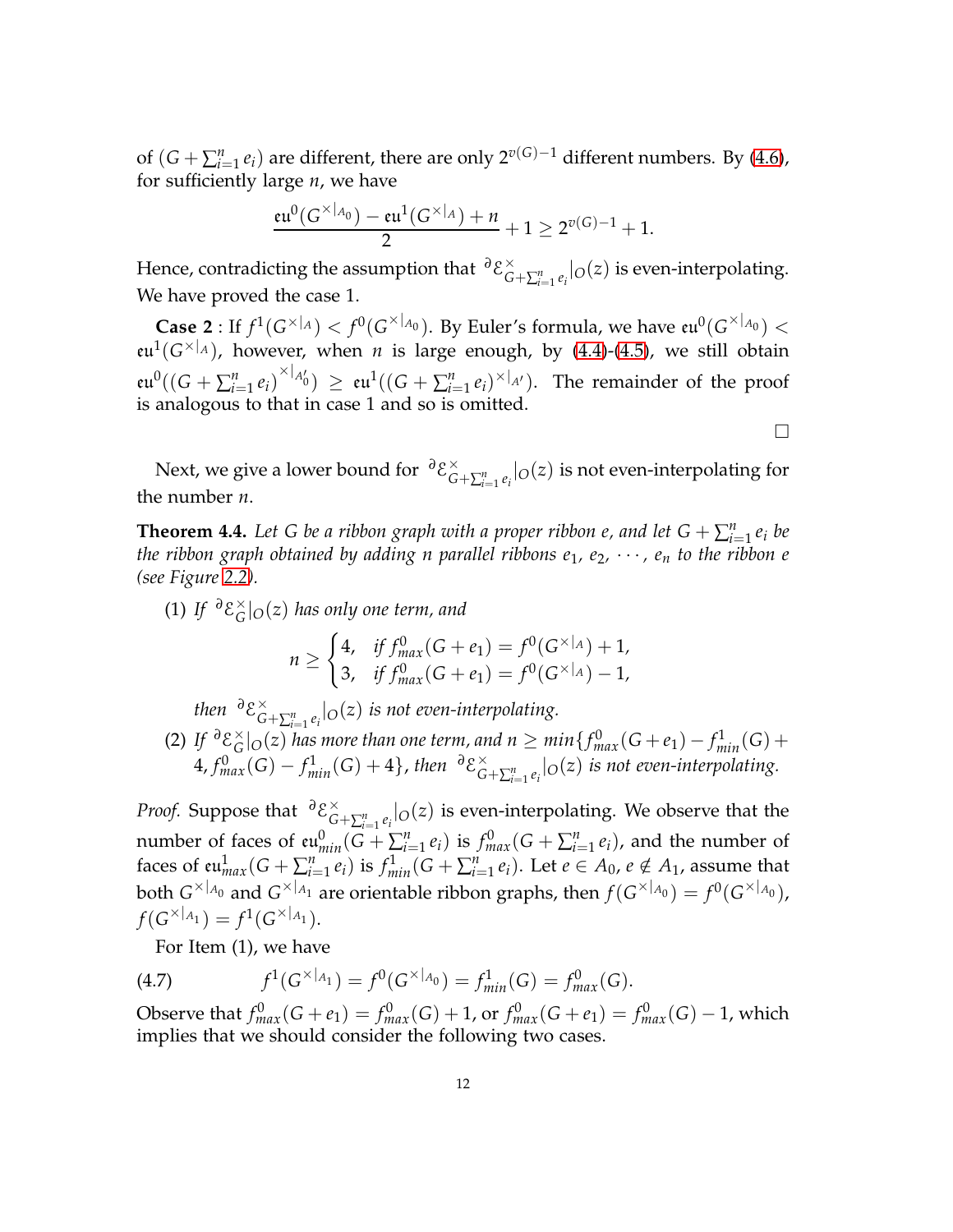of $(G + \sum_{i=1}^{n} e_i)$ are different, there are only $2^{v(G)-1}$ different numbers. By (4.6), for sufficiently large $n$, we have

$$\frac{\mathfrak{eu}^0(G^{\times|A_0}) - \mathfrak{eu}^1(G^{\times|A}) + n}{2} + 1 \geq 2^{v(G)-1} + 1.$$

Hence, contradicting the assumption that ${}^{\partial}\mathcal{E}^{\times}_{G+\sum_{i=1}^{n} e_i}|_O(z)$ is even-interpolating. We have proved the case 1.

**Case 2** : If $f^1(G^{\times|A}) < f^0(G^{\times|A_0})$. By Euler's formula, we have $\mathfrak{eu}^0(G^{\times|A_0}) < \mathfrak{eu}^1(G^{\times|A})$, however, when $n$ is large enough, by (4.4)-(4.5), we still obtain $\mathfrak{eu}^0((G + \sum_{i=1}^{n} e_i)^{\times|A_0'}) \geq \mathfrak{eu}^1((G + \sum_{i=1}^{n} e_i)^{\times|A'})$. The remainder of the proof is analogous to that in case 1 and so is omitted.

□

Next, we give a lower bound for ${}^{\partial}\mathcal{E}^{\times}_{G+\sum_{i=1}^{n} e_i}|_O(z)$ is not even-interpolating for the number $n$.

**Theorem 4.4.** *Let $G$ be a ribbon graph with a proper ribbon $e$, and let $G + \sum_{i=1}^{n} e_i$ be the ribbon graph obtained by adding $n$ parallel ribbons $e_1, e_2, \cdots, e_n$ to the ribbon $e$ (see Figure 2.2).*

(1) *If ${}^{\partial}\mathcal{E}^{\times}_{G}|_O(z)$ has only one term, and*

$$n \geq \begin{cases} 4, & \text{if } f^0_{max}(G + e_1) = f^0(G^{\times|A}) + 1, \\ 3, & \text{if } f^0_{max}(G + e_1) = f^0(G^{\times|A}) - 1, \end{cases}$$

*then ${}^{\partial}\mathcal{E}^{\times}_{G+\sum_{i=1}^{n} e_i}|_O(z)$ is not even-interpolating.*

(2) *If ${}^{\partial}\mathcal{E}^{\times}_{G}|_O(z)$ has more than one term, and $n \geq min\{f^0_{max}(G + e_1) - f^1_{min}(G) + 4, f^0_{max}(G) - f^1_{min}(G) + 4\}$, then ${}^{\partial}\mathcal{E}^{\times}_{G+\sum_{i=1}^{n} e_i}|_O(z)$ is not even-interpolating.*

*Proof.* Suppose that ${}^{\partial}\mathcal{E}^{\times}_{G+\sum_{i=1}^{n} e_i}|_O(z)$ is even-interpolating. We observe that the number of faces of $\mathfrak{eu}^0_{min}(G + \sum_{i=1}^{n} e_i)$ is $f^0_{max}(G + \sum_{i=1}^{n} e_i)$, and the number of faces of $\mathfrak{eu}^1_{max}(G + \sum_{i=1}^{n} e_i)$ is $f^1_{min}(G + \sum_{i=1}^{n} e_i)$. Let $e \in A_0$, $e \notin A_1$, assume that both $G^{\times|A_0}$ and $G^{\times|A_1}$ are orientable ribbon graphs, then $f(G^{\times|A_0}) = f^0(G^{\times|A_0})$, $f(G^{\times|A_1}) = f^1(G^{\times|A_1})$.

For Item (1), we have

$$f^1(G^{\times|A_1}) = f^0(G^{\times|A_0}) = f^1_{min}(G) = f^0_{max}(G). \tag{4.7}$$

Observe that $f^0_{max}(G + e_1) = f^0_{max}(G) + 1$, or $f^0_{max}(G + e_1) = f^0_{max}(G) - 1$, which implies that we should consider the following two cases.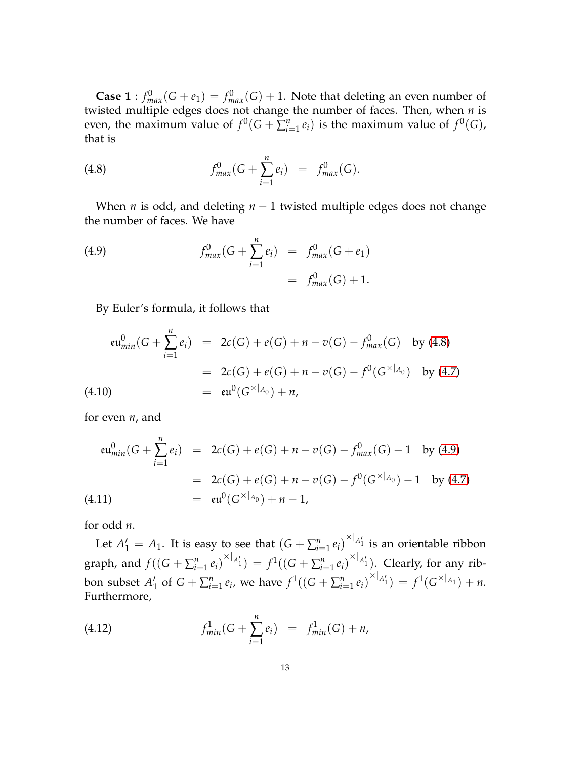**Case 1** : $f^0_{max}(G+e_1) = f^0_{max}(G)+1$. Note that deleting an even number of twisted multiple edges does not change the number of faces. Then, when $n$ is even, the maximum value of $f^0(G+\sum_{i=1}^{n} e_i)$ is the maximum value of $f^0(G)$, that is

$$f^0_{max}(G+\sum_{i=1}^{n} e_i) \;=\; f^0_{max}(G). \tag{4.8}$$

When $n$ is odd, and deleting $n-1$ twisted multiple edges does not change the number of faces. We have

$$\begin{aligned} f^0_{max}(G+\sum_{i=1}^{n} e_i) &= f^0_{max}(G+e_1) \\ &= f^0_{max}(G)+1. \end{aligned} \tag{4.9}$$

By Euler's formula, it follows that

$$\begin{aligned} \mathfrak{eu}^0_{min}(G+\sum_{i=1}^{n} e_i) &= 2c(G)+e(G)+n-v(G)-f^0_{max}(G) \quad \text{by (4.8)} \\ &= 2c(G)+e(G)+n-v(G)-f^0(G^{\times|_{A_0}}) \quad \text{by (4.7)} \\ &= \mathfrak{eu}^0(G^{\times|_{A_0}})+n, \end{aligned} \tag{4.10}$$

for even $n$, and

$$\begin{aligned} \mathfrak{eu}^0_{min}(G+\sum_{i=1}^{n} e_i) &= 2c(G)+e(G)+n-v(G)-f^0_{max}(G)-1 \quad \text{by (4.9)} \\ &= 2c(G)+e(G)+n-v(G)-f^0(G^{\times|_{A_0}})-1 \quad \text{by (4.7)} \\ &= \mathfrak{eu}^0(G^{\times|_{A_0}})+n-1, \end{aligned} \tag{4.11}$$

for odd $n$.

Let $A_1' = A_1$. It is easy to see that $(G+\sum_{i=1}^{n} e_i)^{\times|_{A_1'}}$ is an orientable ribbon graph, and $f((G+\sum_{i=1}^{n} e_i)^{\times|_{A_1'}}) = f^1((G+\sum_{i=1}^{n} e_i)^{\times|_{A_1'}})$. Clearly, for any ribbon subset $A_1'$ of $G+\sum_{i=1}^{n} e_i$, we have $f^1((G+\sum_{i=1}^{n} e_i)^{\times|_{A_1'}}) = f^1(G^{\times|_{A_1}})+n$. Furthermore,

$$f^1_{min}(G+\sum_{i=1}^{n} e_i) \;=\; f^1_{min}(G)+n, \tag{4.12}$$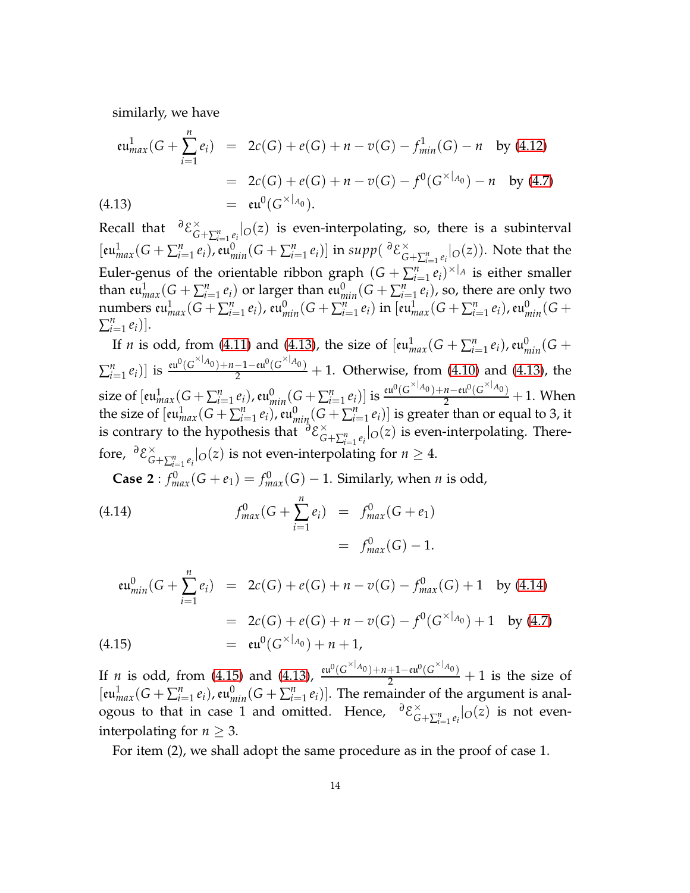similarly, we have

$$
\begin{aligned}
\mathfrak{eu}^1_{max}(G+\sum_{i=1}^{n} e_i) &= 2c(G)+e(G)+n-v(G)-f^1_{min}(G)-n \quad \text{by (4.12)} \\
&= 2c(G)+e(G)+n-v(G)-f^0(G^{\times|A_0})-n \quad \text{by (4.7)} \\
&= \mathfrak{eu}^0(G^{\times|A_0}). \qquad (4.13)
\end{aligned}
$$

Recall that ${}^{\partial}\mathcal{E}^{\times}_{G+\sum_{i=1}^{n} e_i}|_O(z)$ is even-interpolating, so, there is a subinterval $[\mathfrak{eu}^1_{max}(G+\sum_{i=1}^{n} e_i), \mathfrak{eu}^0_{min}(G+\sum_{i=1}^{n} e_i)]$ in $supp({}^{\partial}\mathcal{E}^{\times}_{G+\sum_{i=1}^{n} e_i}|_O(z))$. Note that the Euler-genus of the orientable ribbon graph $(G+\sum_{i=1}^{n} e_i)^{\times|A}$ is either smaller than $\mathfrak{eu}^1_{max}(G+\sum_{i=1}^{n} e_i)$ or larger than $\mathfrak{eu}^0_{min}(G+\sum_{i=1}^{n} e_i)$, so, there are only two numbers $\mathfrak{eu}^1_{max}(G+\sum_{i=1}^{n} e_i)$, $\mathfrak{eu}^0_{min}(G+\sum_{i=1}^{n} e_i)$ in $[\mathfrak{eu}^1_{max}(G+\sum_{i=1}^{n} e_i), \mathfrak{eu}^0_{min}(G+\sum_{i=1}^{n} e_i)]$.

If $n$ is odd, from (4.11) and (4.13), the size of $[\mathfrak{eu}^1_{max}(G+\sum_{i=1}^{n} e_i), \mathfrak{eu}^0_{min}(G+\sum_{i=1}^{n} e_i)]$ is $\frac{\mathfrak{eu}^0(G^{\times|A_0})+n-1-\mathfrak{eu}^0(G^{\times|A_0})}{2}+1$. Otherwise, from (4.10) and (4.13), the size of $[\mathfrak{eu}^1_{max}(G+\sum_{i=1}^{n} e_i), \mathfrak{eu}^0_{min}(G+\sum_{i=1}^{n} e_i)]$ is $\frac{\mathfrak{eu}^0(G^{\times|A_0})+n-\mathfrak{eu}^0(G^{\times|A_0})}{2}+1$. When the size of $[\mathfrak{eu}^1_{max}(G+\sum_{i=1}^{n} e_i), \mathfrak{eu}^0_{min}(G+\sum_{i=1}^{n} e_i)]$ is greater than or equal to 3, it is contrary to the hypothesis that ${}^{\partial}\mathcal{E}^{\times}_{G+\sum_{i=1}^{n} e_i}|_O(z)$ is even-interpolating. Therefore, ${}^{\partial}\mathcal{E}^{\times}_{G+\sum_{i=1}^{n} e_i}|_O(z)$ is not even-interpolating for $n \geq 4$.

**Case 2** : $f^0_{max}(G+e_1) = f^0_{max}(G)-1$. Similarly, when $n$ is odd,

$$
\begin{aligned}
f^0_{max}(G+\sum_{i=1}^{n} e_i) &= f^0_{max}(G+e_1) \\
&= f^0_{max}(G)-1. \qquad (4.14)
\end{aligned}
$$

$$
\begin{aligned}
\mathfrak{eu}^0_{min}(G+\sum_{i=1}^{n} e_i) &= 2c(G)+e(G)+n-v(G)-f^0_{max}(G)+1 \quad \text{by (4.14)} \\
&= 2c(G)+e(G)+n-v(G)-f^0(G^{\times|A_0})+1 \quad \text{by (4.7)} \\
&= \mathfrak{eu}^0(G^{\times|A_0})+n+1, \qquad (4.15)
\end{aligned}
$$

If $n$ is odd, from (4.15) and (4.13), $\frac{\mathfrak{eu}^0(G^{\times|A_0})+n+1-\mathfrak{eu}^0(G^{\times|A_0})}{2}+1$ is the size of $[\mathfrak{eu}^1_{max}(G+\sum_{i=1}^{n} e_i), \mathfrak{eu}^0_{min}(G+\sum_{i=1}^{n} e_i)]$. The remainder of the argument is analogous to that in case 1 and omitted. Hence, ${}^{\partial}\mathcal{E}^{\times}_{G+\sum_{i=1}^{n} e_i}|_O(z)$ is not even-interpolating for $n \geq 3$.

For item (2), we shall adopt the same procedure as in the proof of case 1.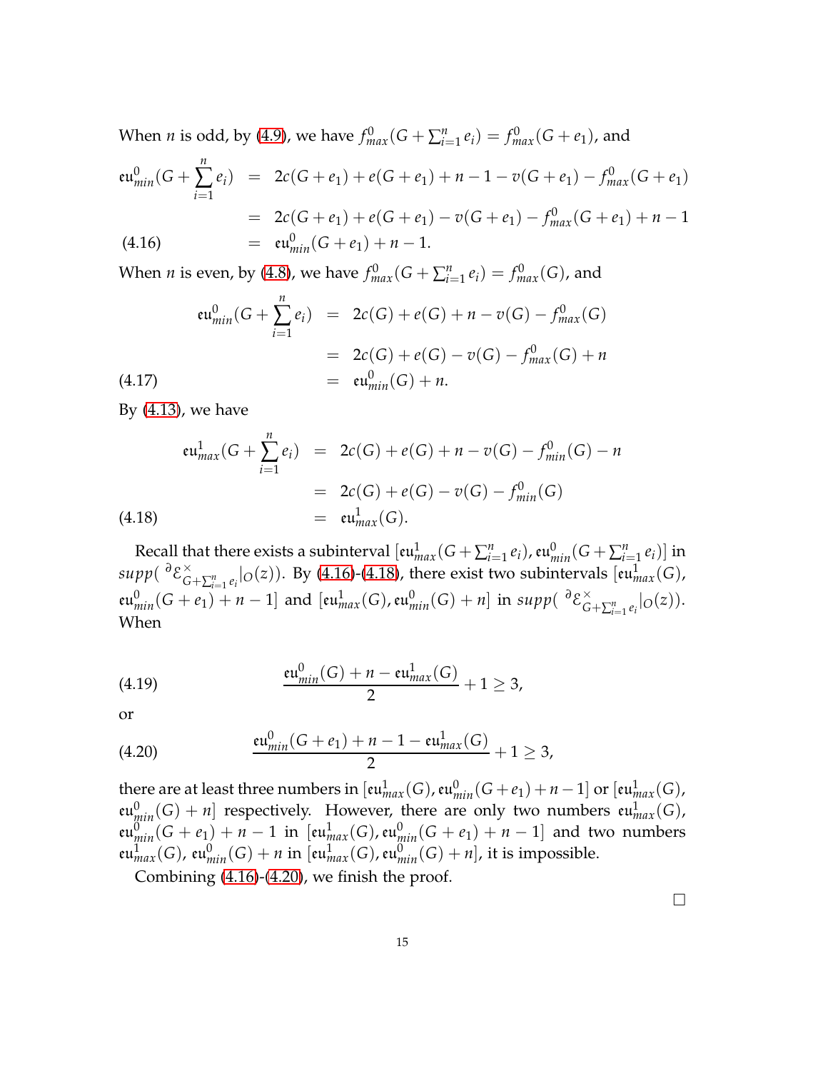When $n$ is odd, by (4.9), we have $f^0_{max}(G + \sum_{i=1}^n e_i) = f^0_{max}(G + e_1)$, and

$$
\begin{aligned}
\mathfrak{eu}^0_{min}(G + \sum_{i=1}^n e_i) &= 2c(G + e_1) + e(G + e_1) + n - 1 - v(G + e_1) - f^0_{max}(G + e_1) \\
&= 2c(G + e_1) + e(G + e_1) - v(G + e_1) - f^0_{max}(G + e_1) + n - 1 \\
&= \mathfrak{eu}^0_{min}(G + e_1) + n - 1. \qquad (4.16)
\end{aligned}
$$

When $n$ is even, by (4.8), we have $f^0_{max}(G + \sum_{i=1}^n e_i) = f^0_{max}(G)$, and

$$
\begin{aligned}
\mathfrak{eu}^0_{min}(G + \sum_{i=1}^n e_i) &= 2c(G) + e(G) + n - v(G) - f^0_{max}(G) \\
&= 2c(G) + e(G) - v(G) - f^0_{max}(G) + n \\
&= \mathfrak{eu}^0_{min}(G) + n. \qquad (4.17)
\end{aligned}
$$

By (4.13), we have

$$
\begin{aligned}
\mathfrak{eu}^1_{max}(G + \sum_{i=1}^n e_i) &= 2c(G) + e(G) + n - v(G) - f^0_{min}(G) - n \\
&= 2c(G) + e(G) - v(G) - f^0_{min}(G) \\
&= \mathfrak{eu}^1_{max}(G). \qquad (4.18)
\end{aligned}
$$

Recall that there exists a subinterval $[\mathfrak{eu}^1_{max}(G + \sum_{i=1}^n e_i), \mathfrak{eu}^0_{min}(G + \sum_{i=1}^n e_i)]$ in $supp(\,^{\partial}\mathcal{E}^{\times}_{G+\sum_{i=1}^n e_i}|_O(z))$. By (4.16)-(4.18), there exist two subintervals $[\mathfrak{eu}^1_{max}(G), \mathfrak{eu}^0_{min}(G + e_1) + n - 1]$ and $[\mathfrak{eu}^1_{max}(G), \mathfrak{eu}^0_{min}(G) + n]$ in $supp(\,^{\partial}\mathcal{E}^{\times}_{G+\sum_{i=1}^n e_i}|_O(z))$. When

$$
\frac{\mathfrak{eu}^0_{min}(G) + n - \mathfrak{eu}^1_{max}(G)}{2} + 1 \geq 3, \qquad (4.19)
$$

or

$$
\frac{\mathfrak{eu}^0_{min}(G + e_1) + n - 1 - \mathfrak{eu}^1_{max}(G)}{2} + 1 \geq 3, \qquad (4.20)
$$

there are at least three numbers in $[\mathfrak{eu}^1_{max}(G), \mathfrak{eu}^0_{min}(G + e_1) + n - 1]$ or $[\mathfrak{eu}^1_{max}(G), \mathfrak{eu}^0_{min}(G) + n]$ respectively. However, there are only two numbers $\mathfrak{eu}^1_{max}(G)$, $\mathfrak{eu}^0_{min}(G + e_1) + n - 1$ in $[\mathfrak{eu}^1_{max}(G), \mathfrak{eu}^0_{min}(G + e_1) + n - 1]$ and two numbers $\mathfrak{eu}^1_{max}(G)$, $\mathfrak{eu}^0_{min}(G) + n$ in $[\mathfrak{eu}^1_{max}(G), \mathfrak{eu}^0_{min}(G) + n]$, it is impossible.

Combining (4.16)-(4.20), we finish the proof.

□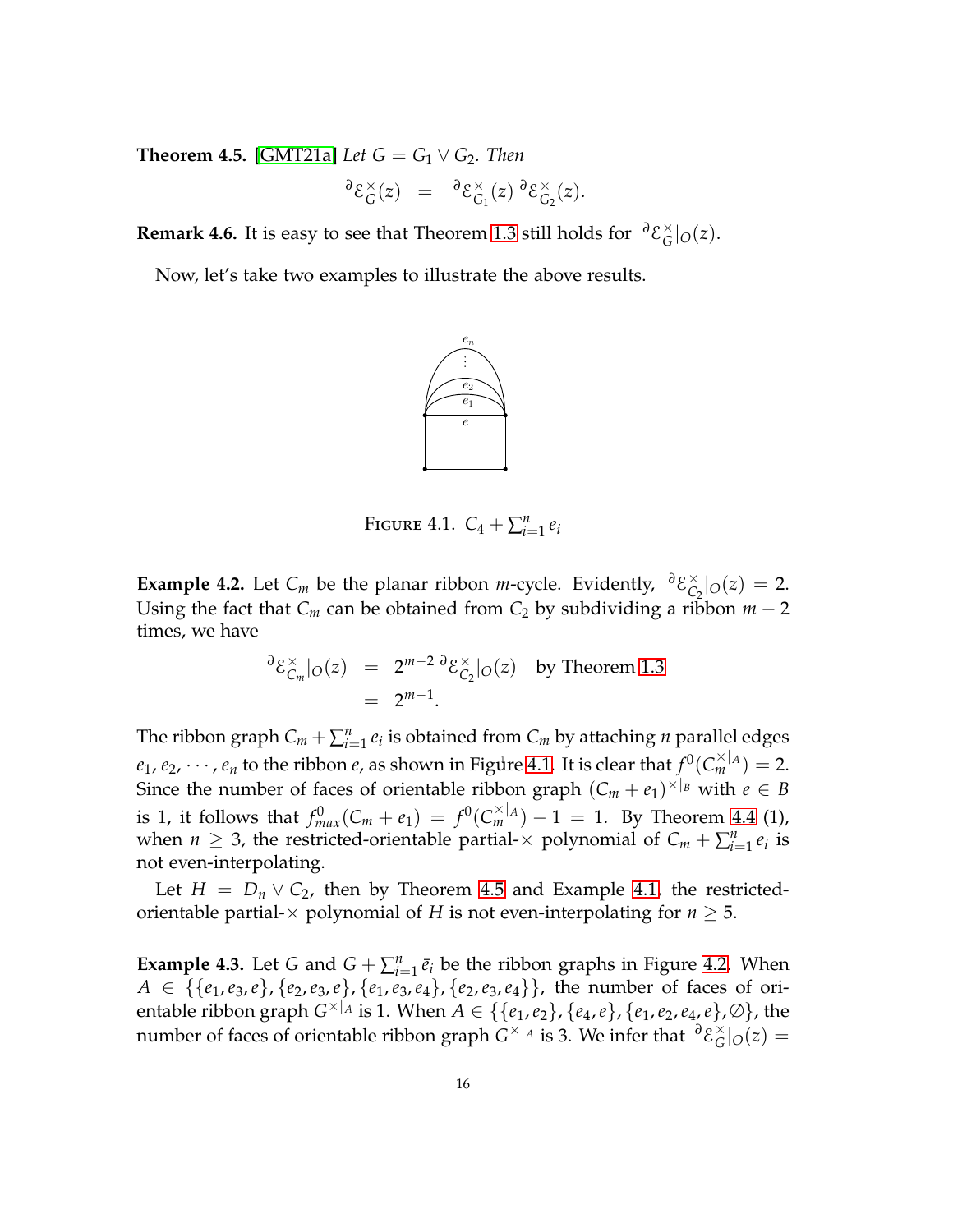**Theorem 4.5.** [GMT21a] *Let $G = G_1 \vee G_2$. Then*

$$ {}^{\partial}\mathcal{E}_{G}^{\times}(z) \quad = \quad {}^{\partial}\mathcal{E}_{G_1}^{\times}(z)\, {}^{\partial}\mathcal{E}_{G_2}^{\times}(z). $$

**Remark 4.6.** It is easy to see that Theorem 1.3 still holds for ${}^{\partial}\mathcal{E}_{G}^{\times}|_{O}(z)$.

Now, let's take two examples to illustrate the above results.

FIGURE 4.1. $C_4 + \sum_{i=1}^{n} e_i$

**Example 4.2.** Let $C_m$ be the planar ribbon $m$-cycle. Evidently, ${}^{\partial}\mathcal{E}_{C_2}^{\times}|_{O}(z) = 2$. Using the fact that $C_m$ can be obtained from $C_2$ by subdividing a ribbon $m-2$ times, we have

$$
\begin{aligned}
{}^{\partial}\mathcal{E}_{C_m}^{\times}|_{O}(z) &= 2^{m-2}\, {}^{\partial}\mathcal{E}_{C_2}^{\times}|_{O}(z) \quad \text{by Theorem 1.3} \\
&= 2^{m-1}.
\end{aligned}
$$

The ribbon graph $C_m + \sum_{i=1}^{n} e_i$ is obtained from $C_m$ by attaching $n$ parallel edges $e_1, e_2, \cdots, e_n$ to the ribbon $e$, as shown in Figure 4.1. It is clear that $f^0(C_m^{\times|_A}) = 2$. Since the number of faces of orientable ribbon graph $(C_m + e_1)^{\times|_B}$ with $e \in B$ is 1, it follows that $f^0_{max}(C_m + e_1) = f^0(C_m^{\times|_A}) - 1 = 1$. By Theorem 4.4 (1), when $n \geq 3$, the restricted-orientable partial-$\times$ polynomial of $C_m + \sum_{i=1}^{n} e_i$ is not even-interpolating.

Let $H = D_n \vee C_2$, then by Theorem 4.5 and Example 4.1, the restricted-orientable partial-$\times$ polynomial of $H$ is not even-interpolating for $n \geq 5$.

**Example 4.3.** Let $G$ and $G + \sum_{i=1}^{n} \bar{e}_i$ be the ribbon graphs in Figure 4.2. When $A \in \{\{e_1, e_3, e\}, \{e_2, e_3, e\}, \{e_1, e_3, e_4\}, \{e_2, e_3, e_4\}\}$, the number of faces of orientable ribbon graph $G^{\times|_A}$ is 1. When $A \in \{\{e_1, e_2\}, \{e_4, e\}, \{e_1, e_2, e_4, e\}, \emptyset\}$, the number of faces of orientable ribbon graph $G^{\times|_A}$ is 3. We infer that ${}^{\partial}\mathcal{E}_{G}^{\times}|_{O}(z) =$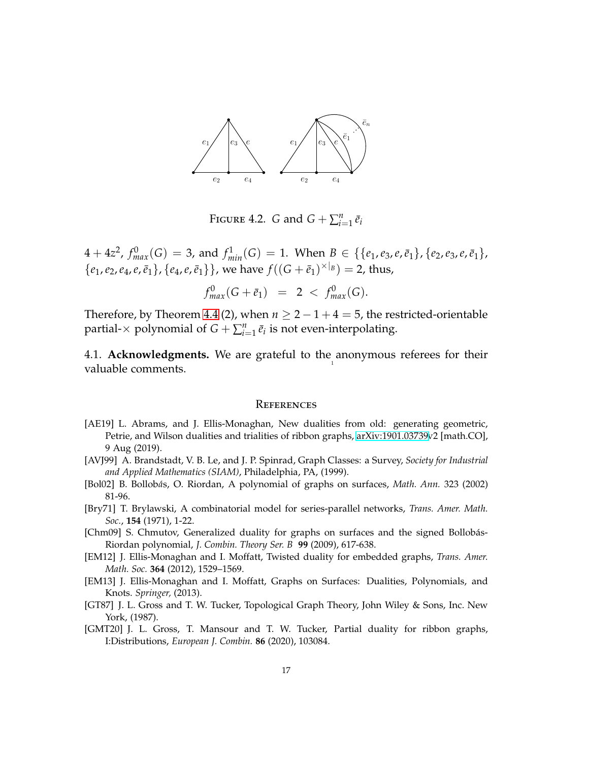FIGURE 4.2. $G$ and $G + \sum_{i=1}^{n} \bar{e}_i$

$4 + 4z^2$, $f^0_{max}(G) = 3$, and $f^1_{min}(G) = 1$. When $B \in \{\{e_1, e_3, e, \bar{e}_1\}, \{e_2, e_3, e, \bar{e}_1\}, \{e_1, e_2, e_4, e, \bar{e}_1\}, \{e_4, e, \bar{e}_1\}\}$, we have $f((G + \bar{e}_1)^{\times|_B}) = 2$, thus,

$$f^0_{max}(G + \bar{e}_1) \;\; = \;\; 2 \; < \; f^0_{max}(G).$$

Therefore, by Theorem 4.4 (2), when $n \geq 2 - 1 + 4 = 5$, the restricted-orientable partial-$\times$ polynomial of $G + \sum_{i=1}^{n} \bar{e}_i$ is not even-interpolating.

### 4.1. Acknowledgments.

We are grateful to the anonymous referees for their valuable comments.

## References

[AE19] L. Abrams, and J. Ellis-Monaghan, New dualities from old: generating geometric, Petrie, and Wilson dualities and trialities of ribbon graphs, arXiv:1901.03739v2 [math.CO], 9 Aug (2019).

[AVJ99] A. Brandstadt, V. B. Le, and J. P. Spinrad, Graph Classes: a Survey, *Society for Industrial and Applied Mathematics (SIAM)*, Philadelphia, PA, (1999).

[Bol02] B. Bollobás, O. Riordan, A polynomial of graphs on surfaces, *Math. Ann.* 323 (2002) 81-96.

[Bry71] T. Brylawski, A combinatorial model for series-parallel networks, *Trans. Amer. Math. Soc.*, **154** (1971), 1-22.

[Chm09] S. Chmutov, Generalized duality for graphs on surfaces and the signed Bollobás-Riordan polynomial, *J. Combin. Theory Ser. B* **99** (2009), 617-638.

[EM12] J. Ellis-Monaghan and I. Moffatt, Twisted duality for embedded graphs, *Trans. Amer. Math. Soc.* **364** (2012), 1529–1569.

[EM13] J. Ellis-Monaghan and I. Moffatt, Graphs on Surfaces: Dualities, Polynomials, and Knots. *Springer,* (2013).

[GT87] J. L. Gross and T. W. Tucker, Topological Graph Theory, John Wiley & Sons, Inc. New York, (1987).

[GMT20] J. L. Gross, T. Mansour and T. W. Tucker, Partial duality for ribbon graphs, I:Distributions, *European J. Combin.* **86** (2020), 103084.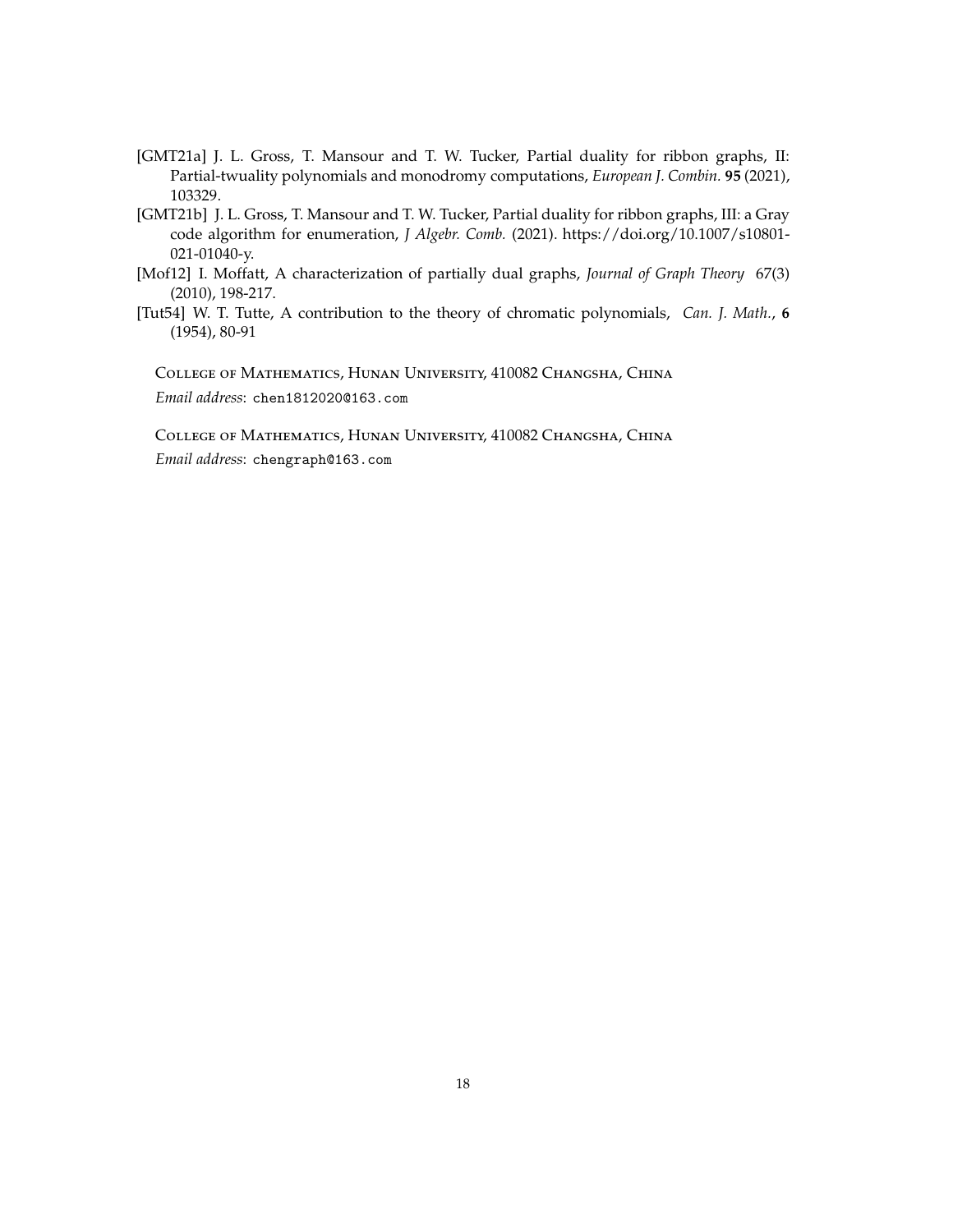[GMT21a] J. L. Gross, T. Mansour and T. W. Tucker, Partial duality for ribbon graphs, II: Partial-twuality polynomials and monodromy computations, *European J. Combin.* **95** (2021), 103329.

[GMT21b] J. L. Gross, T. Mansour and T. W. Tucker, Partial duality for ribbon graphs, III: a Gray code algorithm for enumeration, *J Algebr. Comb.* (2021). https://doi.org/10.1007/s10801-021-01040-y.

[Mof12] I. Moffatt, A characterization of partially dual graphs, *Journal of Graph Theory* 67(3) (2010), 198-217.

[Tut54] W. T. Tutte, A contribution to the theory of chromatic polynomials, *Can. J. Math.*, **6** (1954), 80-91

College of Mathematics, Hunan University, 410082 Changsha, China
*Email address*: `chen1812020@163.com`

College of Mathematics, Hunan University, 410082 Changsha, China
*Email address*: `chengraph@163.com`